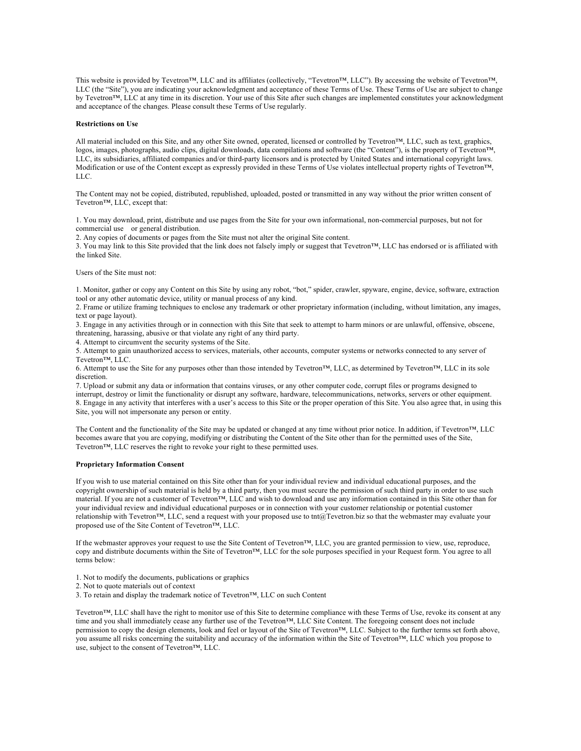This website is provided by Tevetron™, LLC and its affiliates (collectively, "Tevetron™, LLC"). By accessing the website of Tevetron™, LLC (the "Site"), you are indicating your acknowledgment and acceptance of these Terms of Use. These Terms of Use are subject to change by Tevetron™, LLC at any time in its discretion. Your use of this Site after such changes are implemented constitutes your acknowledgment and acceptance of the changes. Please consult these Terms of Use regularly.

**Restrictions on Use**

All material included on this Site, and any other Site owned, operated, licensed or controlled by Tevetron™, LLC, such as text, graphics, logos, images, photographs, audio clips, digital downloads, data compilations and software (the "Content"), is the property of Tevetron™, LLC, its subsidiaries, affiliated companies and/or third-party licensors and is protected by United States and international copyright laws. Modification or use of the Content except as expressly provided in these Terms of Use violates intellectual property rights of Tevetron™, LLC.

The Content may not be copied, distributed, republished, uploaded, posted or transmitted in any way without the prior written consent of Tevetron™, LLC, except that:

1. You may download, print, distribute and use pages from the Site for your own informational, non-commercial purposes, but not for commercial use or general distribution.
2. Any copies of documents or pages from the Site must not alter the original Site content.
3. You may link to this Site provided that the link does not falsely imply or suggest that Tevetron™, LLC has endorsed or is affiliated with the linked Site.

Users of the Site must not:

1. Monitor, gather or copy any Content on this Site by using any robot, "bot," spider, crawler, spyware, engine, device, software, extraction tool or any other automatic device, utility or manual process of any kind.
2. Frame or utilize framing techniques to enclose any trademark or other proprietary information (including, without limitation, any images, text or page layout).
3. Engage in any activities through or in connection with this Site that seek to attempt to harm minors or are unlawful, offensive, obscene, threatening, harassing, abusive or that violate any right of any third party.
4. Attempt to circumvent the security systems of the Site.
5. Attempt to gain unauthorized access to services, materials, other accounts, computer systems or networks connected to any server of Tevetron™, LLC.
6. Attempt to use the Site for any purposes other than those intended by Tevetron™, LLC, as determined by Tevetron™, LLC in its sole discretion.
7. Upload or submit any data or information that contains viruses, or any other computer code, corrupt files or programs designed to interrupt, destroy or limit the functionality or disrupt any software, hardware, telecommunications, networks, servers or other equipment.
8. Engage in any activity that interferes with a user's access to this Site or the proper operation of this Site. You also agree that, in using this Site, you will not impersonate any person or entity.

The Content and the functionality of the Site may be updated or changed at any time without prior notice. In addition, if Tevetron™, LLC becomes aware that you are copying, modifying or distributing the Content of the Site other than for the permitted uses of the Site, Tevetron™, LLC reserves the right to revoke your right to these permitted uses.

**Proprietary Information Consent**

If you wish to use material contained on this Site other than for your individual review and individual educational purposes, and the copyright ownership of such material is held by a third party, then you must secure the permission of such third party in order to use such material. If you are not a customer of Tevetron™, LLC and wish to download and use any information contained in this Site other than for your individual review and individual educational purposes or in connection with your customer relationship or potential customer relationship with Tevetron™, LLC, send a request with your proposed use to tnt@Tevetron.biz so that the webmaster may evaluate your proposed use of the Site Content of Tevetron™, LLC.

If the webmaster approves your request to use the Site Content of Tevetron™, LLC, you are granted permission to view, use, reproduce, copy and distribute documents within the Site of Tevetron™, LLC for the sole purposes specified in your Request form. You agree to all terms below:

1. Not to modify the documents, publications or graphics
2. Not to quote materials out of context
3. To retain and display the trademark notice of Tevetron™, LLC on such Content

Tevetron™, LLC shall have the right to monitor use of this Site to determine compliance with these Terms of Use, revoke its consent at any time and you shall immediately cease any further use of the Tevetron™, LLC Site Content. The foregoing consent does not include permission to copy the design elements, look and feel or layout of the Site of Tevetron™, LLC. Subject to the further terms set forth above, you assume all risks concerning the suitability and accuracy of the information within the Site of Tevetron™, LLC which you propose to use, subject to the consent of Tevetron™, LLC.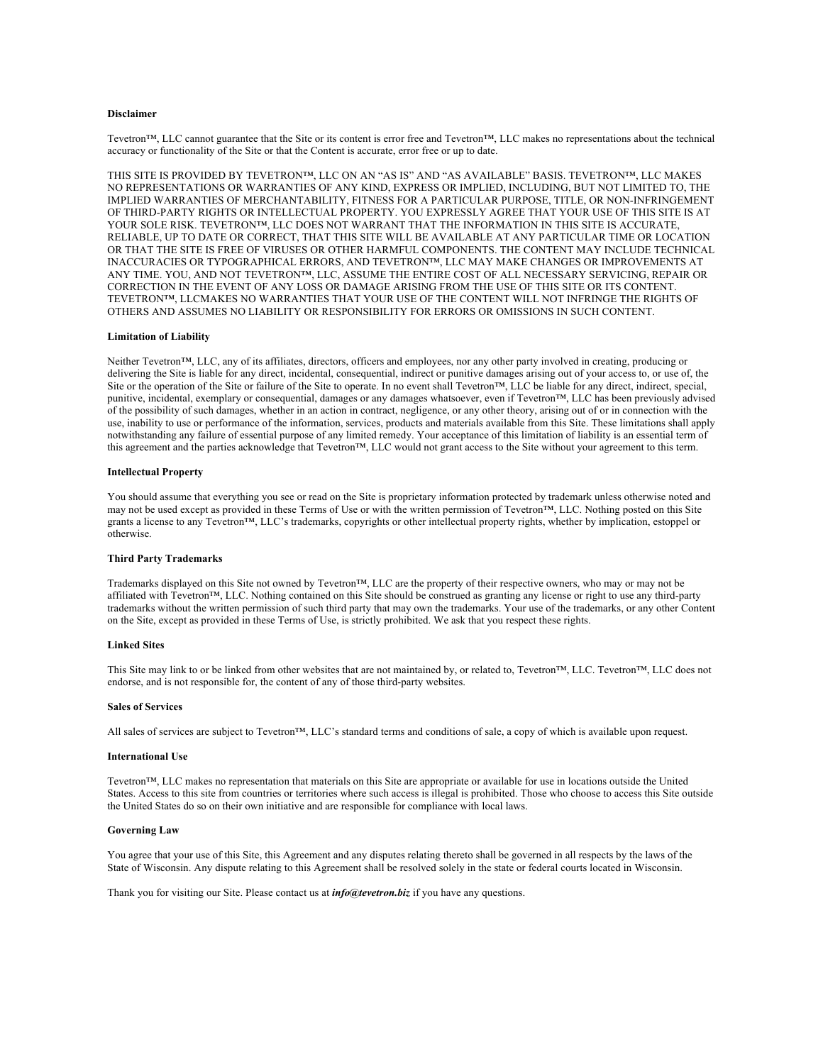**Disclaimer**

Tevetron™, LLC cannot guarantee that the Site or its content is error free and Tevetron™, LLC makes no representations about the technical accuracy or functionality of the Site or that the Content is accurate, error free or up to date.

THIS SITE IS PROVIDED BY TEVETRON™, LLC ON AN "AS IS" AND "AS AVAILABLE" BASIS. TEVETRON™, LLC MAKES NO REPRESENTATIONS OR WARRANTIES OF ANY KIND, EXPRESS OR IMPLIED, INCLUDING, BUT NOT LIMITED TO, THE IMPLIED WARRANTIES OF MERCHANTABILITY, FITNESS FOR A PARTICULAR PURPOSE, TITLE, OR NON-INFRINGEMENT OF THIRD-PARTY RIGHTS OR INTELLECTUAL PROPERTY. YOU EXPRESSLY AGREE THAT YOUR USE OF THIS SITE IS AT YOUR SOLE RISK. TEVETRON™, LLC DOES NOT WARRANT THAT THE INFORMATION IN THIS SITE IS ACCURATE, RELIABLE, UP TO DATE OR CORRECT, THAT THIS SITE WILL BE AVAILABLE AT ANY PARTICULAR TIME OR LOCATION OR THAT THE SITE IS FREE OF VIRUSES OR OTHER HARMFUL COMPONENTS. THE CONTENT MAY INCLUDE TECHNICAL INACCURACIES OR TYPOGRAPHICAL ERRORS, AND TEVETRON™, LLC MAY MAKE CHANGES OR IMPROVEMENTS AT ANY TIME. YOU, AND NOT TEVETRON™, LLC, ASSUME THE ENTIRE COST OF ALL NECESSARY SERVICING, REPAIR OR CORRECTION IN THE EVENT OF ANY LOSS OR DAMAGE ARISING FROM THE USE OF THIS SITE OR ITS CONTENT. TEVETRON™, LLCMAKES NO WARRANTIES THAT YOUR USE OF THE CONTENT WILL NOT INFRINGE THE RIGHTS OF OTHERS AND ASSUMES NO LIABILITY OR RESPONSIBILITY FOR ERRORS OR OMISSIONS IN SUCH CONTENT.

**Limitation of Liability**

Neither Tevetron™, LLC, any of its affiliates, directors, officers and employees, nor any other party involved in creating, producing or delivering the Site is liable for any direct, incidental, consequential, indirect or punitive damages arising out of your access to, or use of, the Site or the operation of the Site or failure of the Site to operate. In no event shall Tevetron™, LLC be liable for any direct, indirect, special, punitive, incidental, exemplary or consequential, damages or any damages whatsoever, even if Tevetron™, LLC has been previously advised of the possibility of such damages, whether in an action in contract, negligence, or any other theory, arising out of or in connection with the use, inability to use or performance of the information, services, products and materials available from this Site. These limitations shall apply notwithstanding any failure of essential purpose of any limited remedy. Your acceptance of this limitation of liability is an essential term of this agreement and the parties acknowledge that Tevetron™, LLC would not grant access to the Site without your agreement to this term.

**Intellectual Property**

You should assume that everything you see or read on the Site is proprietary information protected by trademark unless otherwise noted and may not be used except as provided in these Terms of Use or with the written permission of Tevetron™, LLC. Nothing posted on this Site grants a license to any Tevetron™, LLC's trademarks, copyrights or other intellectual property rights, whether by implication, estoppel or otherwise.

**Third Party Trademarks**

Trademarks displayed on this Site not owned by Tevetron™, LLC are the property of their respective owners, who may or may not be affiliated with Tevetron™, LLC. Nothing contained on this Site should be construed as granting any license or right to use any third-party trademarks without the written permission of such third party that may own the trademarks. Your use of the trademarks, or any other Content on the Site, except as provided in these Terms of Use, is strictly prohibited. We ask that you respect these rights.

**Linked Sites**

This Site may link to or be linked from other websites that are not maintained by, or related to, Tevetron™, LLC. Tevetron™, LLC does not endorse, and is not responsible for, the content of any of those third-party websites.

**Sales of Services**

All sales of services are subject to Tevetron™, LLC's standard terms and conditions of sale, a copy of which is available upon request.

**International Use**

Tevetron™, LLC makes no representation that materials on this Site are appropriate or available for use in locations outside the United States. Access to this site from countries or territories where such access is illegal is prohibited. Those who choose to access this Site outside the United States do so on their own initiative and are responsible for compliance with local laws.

**Governing Law**

You agree that your use of this Site, this Agreement and any disputes relating thereto shall be governed in all respects by the laws of the State of Wisconsin. Any dispute relating to this Agreement shall be resolved solely in the state or federal courts located in Wisconsin.

Thank you for visiting our Site. Please contact us at ***info@tevetron.biz*** if you have any questions.